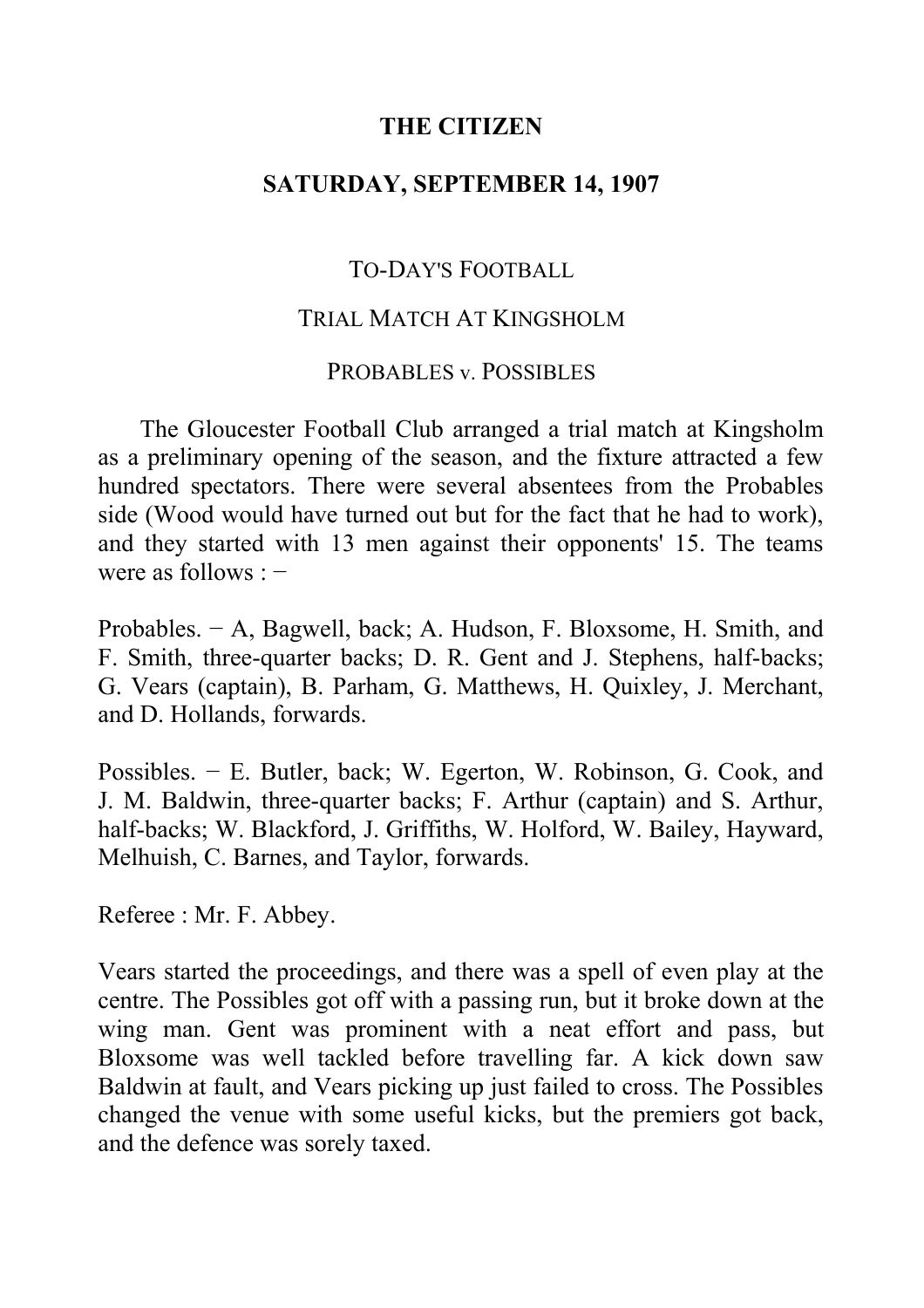# THE CITIZEN

## SATURDAY, SEPTEMBER 14, 1907

### TO-DAY'S FOOTBALL

### TRIAL MATCH AT KINGSHOLM

### PROBABLES v. POSSIBLES

The Gloucester Football Club arranged a trial match at Kingsholm as a preliminary opening of the season, and the fixture attracted a few hundred spectators. There were several absentees from the Probables side (Wood would have turned out but for the fact that he had to work), and they started with 13 men against their opponents' 15. The teams were as follows : −

Probables. − A, Bagwell, back; A. Hudson, F. Bloxsome, H. Smith, and F. Smith, three-quarter backs; D. R. Gent and J. Stephens, half-backs; G. Vears (captain), B. Parham, G. Matthews, H. Quixley, J. Merchant, and D. Hollands, forwards.

Possibles. − E. Butler, back; W. Egerton, W. Robinson, G. Cook, and J. M. Baldwin, three-quarter backs; F. Arthur (captain) and S. Arthur, half-backs; W. Blackford, J. Griffiths, W. Holford, W. Bailey, Hayward, Melhuish, C. Barnes, and Taylor, forwards.

Referee : Mr. F. Abbey.

Vears started the proceedings, and there was a spell of even play at the centre. The Possibles got off with a passing run, but it broke down at the wing man. Gent was prominent with a neat effort and pass, but Bloxsome was well tackled before travelling far. A kick down saw Baldwin at fault, and Vears picking up just failed to cross. The Possibles changed the venue with some useful kicks, but the premiers got back, and the defence was sorely taxed.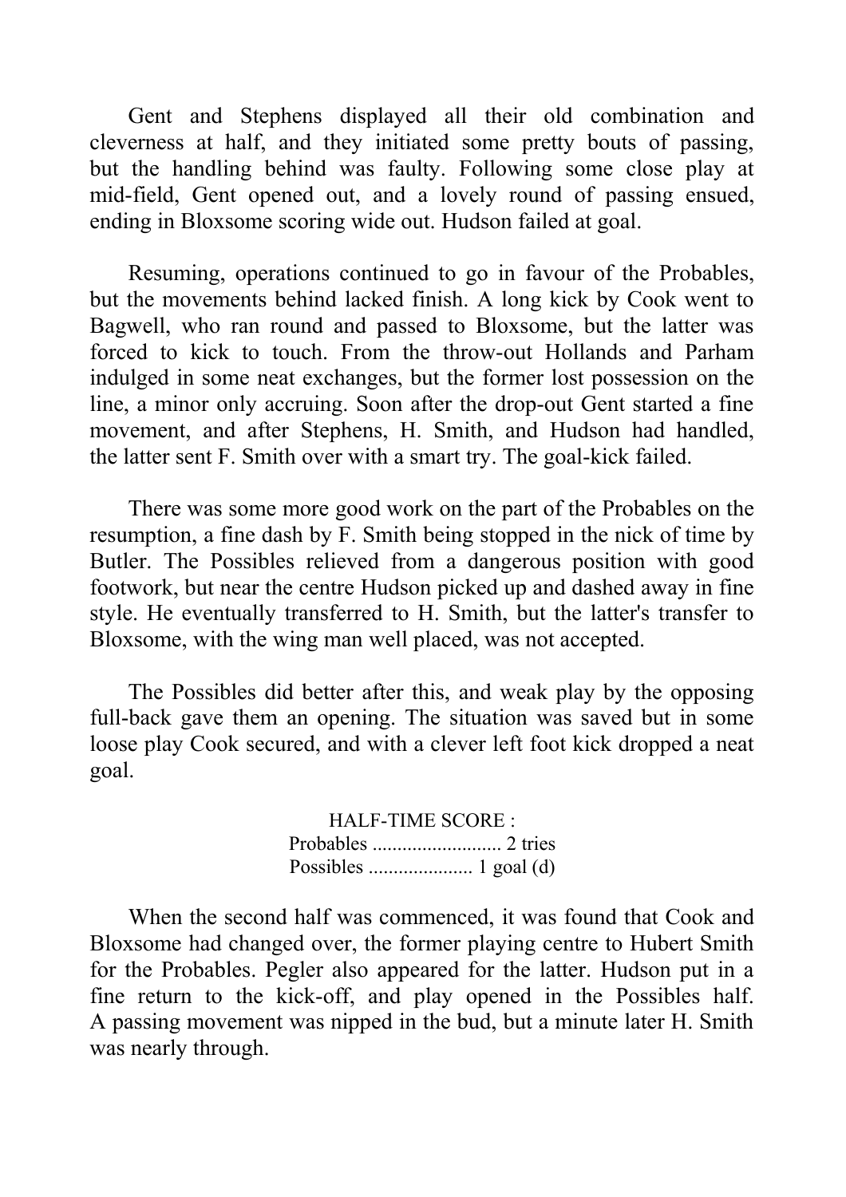Gent and Stephens displayed all their old combination and cleverness at half, and they initiated some pretty bouts of passing, but the handling behind was faulty. Following some close play at mid-field, Gent opened out, and a lovely round of passing ensued, ending in Bloxsome scoring wide out. Hudson failed at goal.

Resuming, operations continued to go in favour of the Probables, but the movements behind lacked finish. A long kick by Cook went to Bagwell, who ran round and passed to Bloxsome, but the latter was forced to kick to touch. From the throw-out Hollands and Parham indulged in some neat exchanges, but the former lost possession on the line, a minor only accruing. Soon after the drop-out Gent started a fine movement, and after Stephens, H. Smith, and Hudson had handled, the latter sent F. Smith over with a smart try. The goal-kick failed.

There was some more good work on the part of the Probables on the resumption, a fine dash by F. Smith being stopped in the nick of time by Butler. The Possibles relieved from a dangerous position with good footwork, but near the centre Hudson picked up and dashed away in fine style. He eventually transferred to H. Smith, but the latter's transfer to Bloxsome, with the wing man well placed, was not accepted.

The Possibles did better after this, and weak play by the opposing full-back gave them an opening. The situation was saved but in some loose play Cook secured, and with a clever left foot kick dropped a neat goal.

HALF-TIME SCORE :
Probables .......................... 2 tries
Possibles ..................... 1 goal (d)

When the second half was commenced, it was found that Cook and Bloxsome had changed over, the former playing centre to Hubert Smith for the Probables. Pegler also appeared for the latter. Hudson put in a fine return to the kick-off, and play opened in the Possibles half. A passing movement was nipped in the bud, but a minute later H. Smith was nearly through.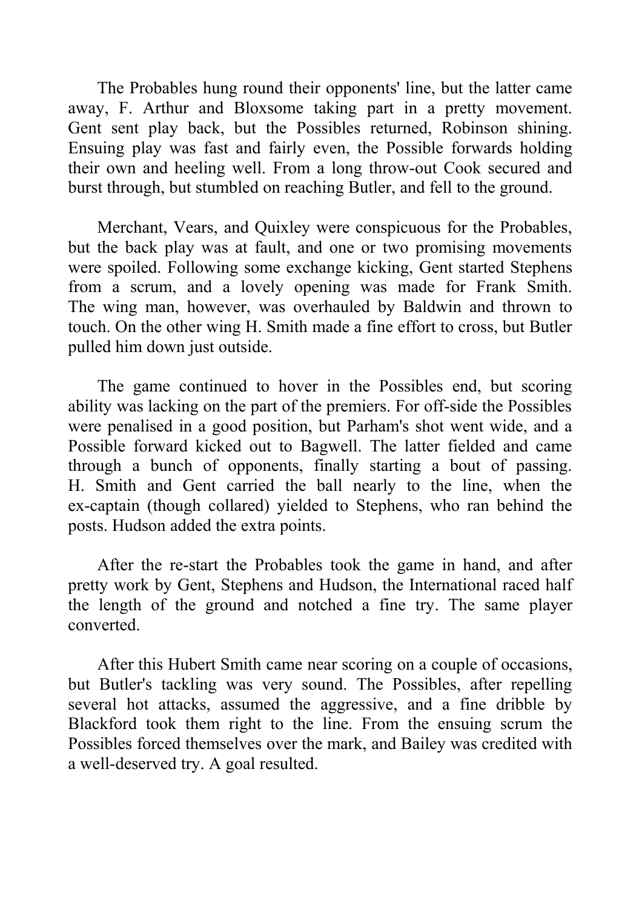The Probables hung round their opponents' line, but the latter came away, F. Arthur and Bloxsome taking part in a pretty movement. Gent sent play back, but the Possibles returned, Robinson shining. Ensuing play was fast and fairly even, the Possible forwards holding their own and heeling well. From a long throw-out Cook secured and burst through, but stumbled on reaching Butler, and fell to the ground.

Merchant, Vears, and Quixley were conspicuous for the Probables, but the back play was at fault, and one or two promising movements were spoiled. Following some exchange kicking, Gent started Stephens from a scrum, and a lovely opening was made for Frank Smith. The wing man, however, was overhauled by Baldwin and thrown to touch. On the other wing H. Smith made a fine effort to cross, but Butler pulled him down just outside.

The game continued to hover in the Possibles end, but scoring ability was lacking on the part of the premiers. For off-side the Possibles were penalised in a good position, but Parham's shot went wide, and a Possible forward kicked out to Bagwell. The latter fielded and came through a bunch of opponents, finally starting a bout of passing. H. Smith and Gent carried the ball nearly to the line, when the ex-captain (though collared) yielded to Stephens, who ran behind the posts. Hudson added the extra points.

After the re-start the Probables took the game in hand, and after pretty work by Gent, Stephens and Hudson, the International raced half the length of the ground and notched a fine try. The same player converted.

After this Hubert Smith came near scoring on a couple of occasions, but Butler's tackling was very sound. The Possibles, after repelling several hot attacks, assumed the aggressive, and a fine dribble by Blackford took them right to the line. From the ensuing scrum the Possibles forced themselves over the mark, and Bailey was credited with a well-deserved try. A goal resulted.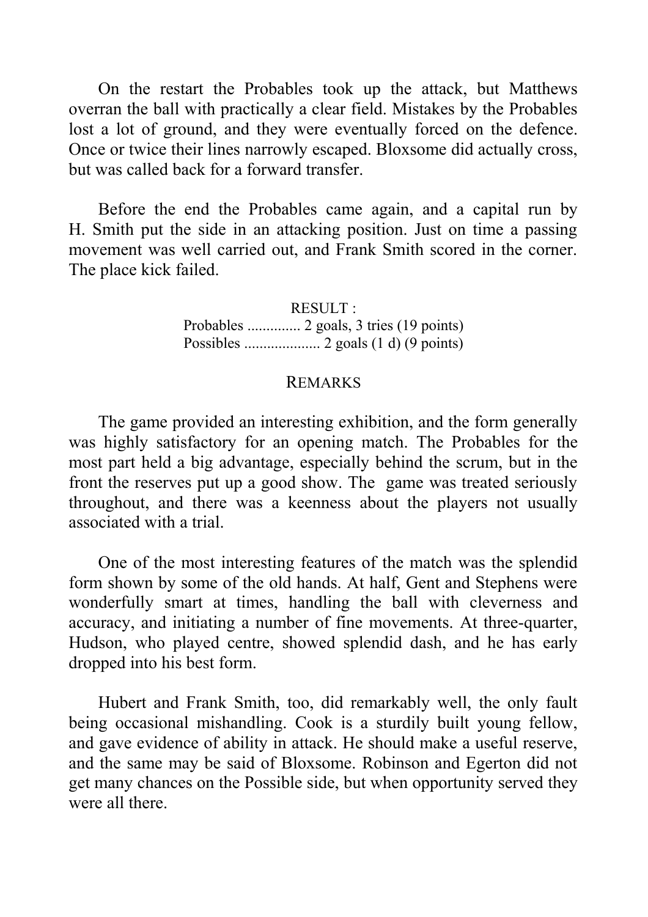On the restart the Probables took up the attack, but Matthews overran the ball with practically a clear field. Mistakes by the Probables lost a lot of ground, and they were eventually forced on the defence. Once or twice their lines narrowly escaped. Bloxsome did actually cross, but was called back for a forward transfer.

Before the end the Probables came again, and a capital run by H. Smith put the side in an attacking position. Just on time a passing movement was well carried out, and Frank Smith scored in the corner. The place kick failed.

RESULT :
Probables ............. 2 goals, 3 tries (19 points)
Possibles ................... 2 goals (1 d) (9 points)

## REMARKS

The game provided an interesting exhibition, and the form generally was highly satisfactory for an opening match. The Probables for the most part held a big advantage, especially behind the scrum, but in the front the reserves put up a good show. The game was treated seriously throughout, and there was a keenness about the players not usually associated with a trial.

One of the most interesting features of the match was the splendid form shown by some of the old hands. At half, Gent and Stephens were wonderfully smart at times, handling the ball with cleverness and accuracy, and initiating a number of fine movements. At three-quarter, Hudson, who played centre, showed splendid dash, and he has early dropped into his best form.

Hubert and Frank Smith, too, did remarkably well, the only fault being occasional mishandling. Cook is a sturdily built young fellow, and gave evidence of ability in attack. He should make a useful reserve, and the same may be said of Bloxsome. Robinson and Egerton did not get many chances on the Possible side, but when opportunity served they were all there.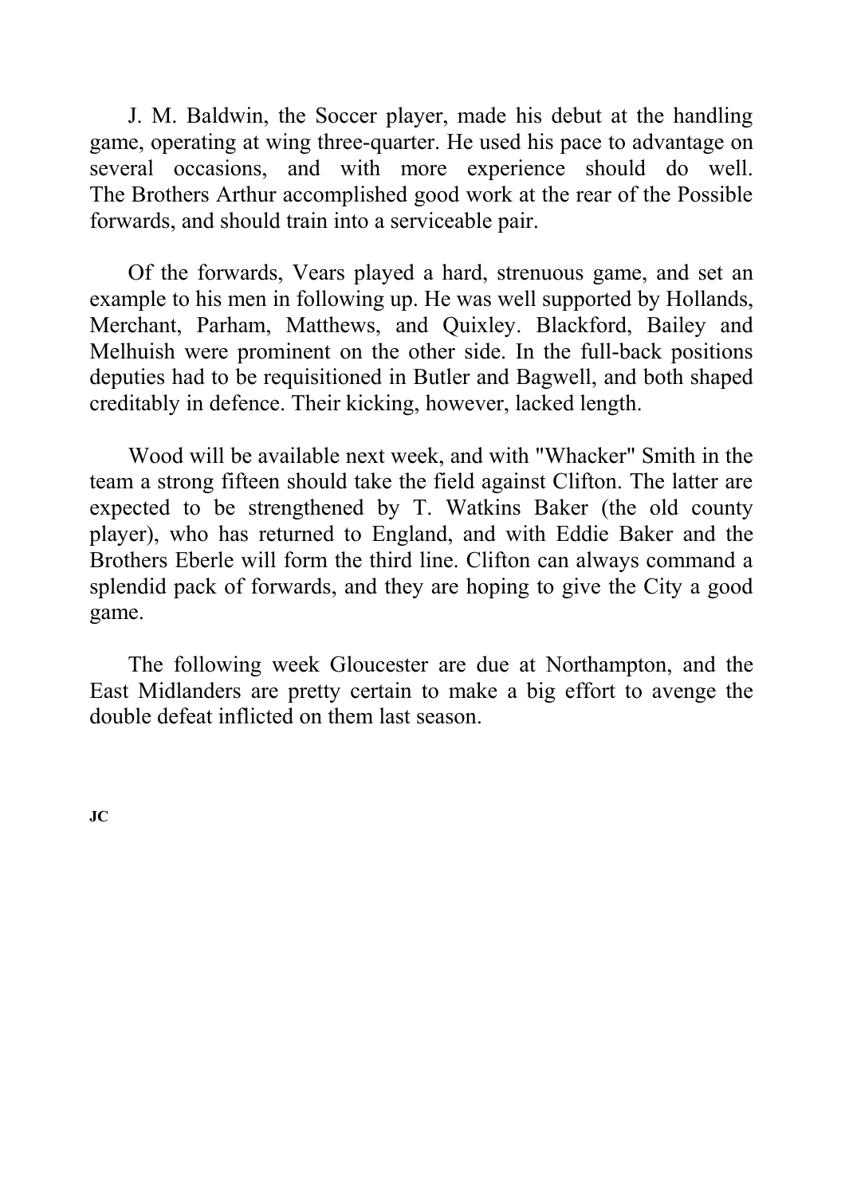J. M. Baldwin, the Soccer player, made his debut at the handling game, operating at wing three-quarter. He used his pace to advantage on several occasions, and with more experience should do well. The Brothers Arthur accomplished good work at the rear of the Possible forwards, and should train into a serviceable pair.

Of the forwards, Vears played a hard, strenuous game, and set an example to his men in following up. He was well supported by Hollands, Merchant, Parham, Matthews, and Quixley. Blackford, Bailey and Melhuish were prominent on the other side. In the full-back positions deputies had to be requisitioned in Butler and Bagwell, and both shaped creditably in defence. Their kicking, however, lacked length.

Wood will be available next week, and with "Whacker" Smith in the team a strong fifteen should take the field against Clifton. The latter are expected to be strengthened by T. Watkins Baker (the old county player), who has returned to England, and with Eddie Baker and the Brothers Eberle will form the third line. Clifton can always command a splendid pack of forwards, and they are hoping to give the City a good game.

The following week Gloucester are due at Northampton, and the East Midlanders are pretty certain to make a big effort to avenge the double defeat inflicted on them last season.

**JC**